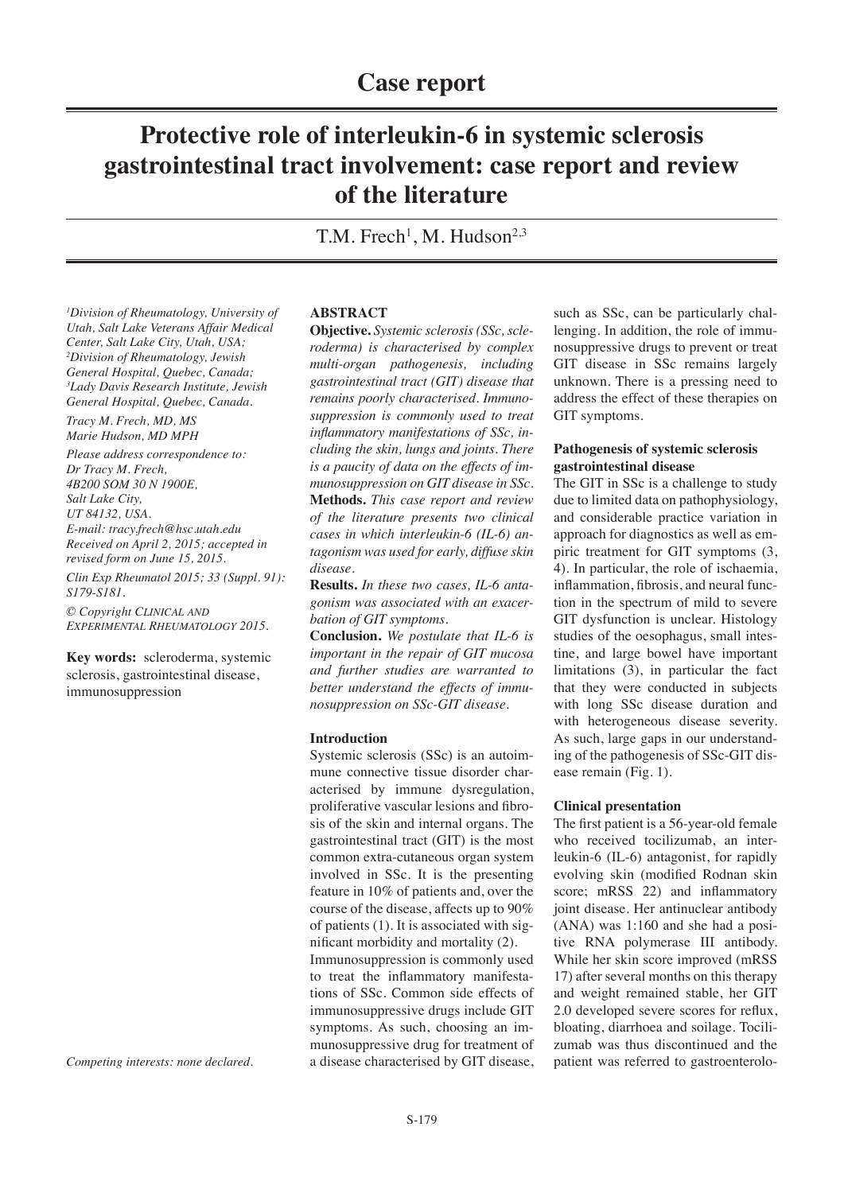# Case report

# Protective role of interleukin-6 in systemic sclerosis gastrointestinal tract involvement: case report and review of the literature

T.M. Frech[1], M. Hudson[2,3]

[1]Division of Rheumatology, University of Utah, Salt Lake Veterans Affair Medical Center, Salt Lake City, Utah, USA; [2]Division of Rheumatology, Jewish General Hospital, Quebec, Canada; [3]Lady Davis Research Institute, Jewish General Hospital, Quebec, Canada.

Tracy M. Frech, MD, MS
Marie Hudson, MD MPH

Please address correspondence to:
Dr Tracy M. Frech,
4B200 SOM 30 N 1900E,
Salt Lake City,
UT 84132, USA.
E-mail: tracy.frech@hsc.utah.edu

Received on April 2, 2015; accepted in revised form on June 15, 2015.

Clin Exp Rheumatol 2015; 33 (Suppl. 91): S179-S181.

© Copyright CLINICAL AND EXPERIMENTAL RHEUMATOLOGY 2015.

**Key words:** scleroderma, systemic sclerosis, gastrointestinal disease, immunosuppression

*Competing interests: none declared.*

## ABSTRACT

**Objective.** *Systemic sclerosis (SSc, scleroderma) is characterised by complex multi-organ pathogenesis, including gastrointestinal tract (GIT) disease that remains poorly characterised. Immunosuppression is commonly used to treat inflammatory manifestations of SSc, including the skin, lungs and joints. There is a paucity of data on the effects of immunosuppression on GIT disease in SSc.*

**Methods.** *This case report and review of the literature presents two clinical cases in which interleukin-6 (IL-6) antagonism was used for early, diffuse skin disease.*

**Results.** *In these two cases, IL-6 antagonism was associated with an exacerbation of GIT symptoms.*

**Conclusion.** *We postulate that IL-6 is important in the repair of GIT mucosa and further studies are warranted to better understand the effects of immunosuppression on SSc-GIT disease.*

### Introduction

Systemic sclerosis (SSc) is an autoimmune connective tissue disorder characterised by immune dysregulation, proliferative vascular lesions and fibrosis of the skin and internal organs. The gastrointestinal tract (GIT) is the most common extra-cutaneous organ system involved in SSc. It is the presenting feature in 10% of patients and, over the course of the disease, affects up to 90% of patients (1). It is associated with significant morbidity and mortality (2).

Immunosuppression is commonly used to treat the inflammatory manifestations of SSc. Common side effects of immunosuppressive drugs include GIT symptoms. As such, choosing an immunosuppressive drug for treatment of a disease characterised by GIT disease, such as SSc, can be particularly challenging. In addition, the role of immunosuppressive drugs to prevent or treat GIT disease in SSc remains largely unknown. There is a pressing need to address the effect of these therapies on GIT symptoms.

### Pathogenesis of systemic sclerosis gastrointestinal disease

The GIT in SSc is a challenge to study due to limited data on pathophysiology, and considerable practice variation in approach for diagnostics as well as empiric treatment for GIT symptoms (3, 4). In particular, the role of ischaemia, inflammation, fibrosis, and neural function in the spectrum of mild to severe GIT dysfunction is unclear. Histology studies of the oesophagus, small intestine, and large bowel have important limitations (3), in particular the fact that they were conducted in subjects with long SSc disease duration and with heterogeneous disease severity. As such, large gaps in our understanding of the pathogenesis of SSc-GIT disease remain (Fig. 1).

### Clinical presentation

The first patient is a 56-year-old female who received tocilizumab, an interleukin-6 (IL-6) antagonist, for rapidly evolving skin (modified Rodnan skin score; mRSS 22) and inflammatory joint disease. Her antinuclear antibody (ANA) was 1:160 and she had a positive RNA polymerase III antibody. While her skin score improved (mRSS 17) after several months on this therapy and weight remained stable, her GIT 2.0 developed severe scores for reflux, bloating, diarrhoea and soilage. Tocilizumab was thus discontinued and the patient was referred to gastroenterolo-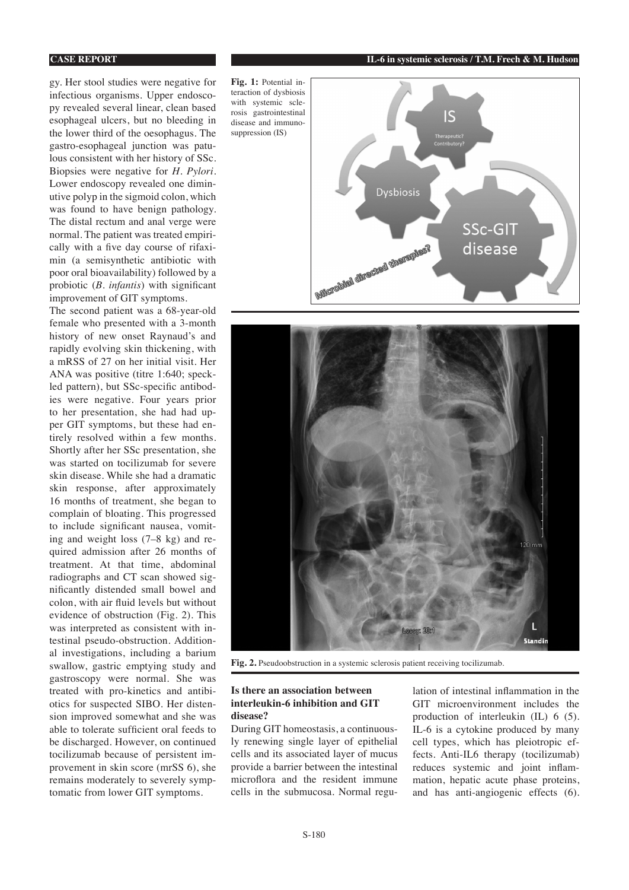gy. Her stool studies were negative for infectious organisms. Upper endoscopy revealed several linear, clean based esophageal ulcers, but no bleeding in the lower third of the oesophagus. The gastro-esophageal junction was patulous consistent with her history of SSc. Biopsies were negative for *H. Pylori*. Lower endoscopy revealed one diminutive polyp in the sigmoid colon, which was found to have benign pathology. The distal rectum and anal verge were normal. The patient was treated empirically with a five day course of rifaximin (a semisynthetic antibiotic with poor oral bioavailability) followed by a probiotic (*B. infantis*) with significant improvement of GIT symptoms.

The second patient was a 68-year-old female who presented with a 3-month history of new onset Raynaud's and rapidly evolving skin thickening, with a mRSS of 27 on her initial visit. Her ANA was positive (titre 1:640; speckled pattern), but SSc-specific antibodies were negative. Four years prior to her presentation, she had had upper GIT symptoms, but these had entirely resolved within a few months. Shortly after her SSc presentation, she was started on tocilizumab for severe skin disease. While she had a dramatic skin response, after approximately 16 months of treatment, she began to complain of bloating. This progressed to include significant nausea, vomiting and weight loss (7–8 kg) and required admission after 26 months of treatment. At that time, abdominal radiographs and CT scan showed significantly distended small bowel and colon, with air fluid levels but without evidence of obstruction (Fig. 2). This was interpreted as consistent with intestinal pseudo-obstruction. Additional investigations, including a barium swallow, gastric emptying study and gastroscopy were normal. She was treated with pro-kinetics and antibiotics for suspected SIBO. Her distension improved somewhat and she was able to tolerate sufficient oral feeds to be discharged. However, on continued tocilizumab because of persistent improvement in skin score (mrSS 6), she remains moderately to severely symptomatic from lower GIT symptoms.

**Fig. 1:** Potential interaction of dysbiosis with systemic sclerosis gastrointestinal disease and immunosuppression (IS)

**Fig. 2.** Pseudoobstruction in a systemic sclerosis patient receiving tocilizumab.

### Is there an association between interleukin-6 inhibition and GIT disease?

During GIT homeostasis, a continuously renewing single layer of epithelial cells and its associated layer of mucus provide a barrier between the intestinal microflora and the resident immune cells in the submucosa. Normal regulation of intestinal inflammation in the GIT microenvironment includes the production of interleukin (IL) 6 (5). IL-6 is a cytokine produced by many cell types, which has pleiotropic effects. Anti-IL6 therapy (tocilizumab) reduces systemic and joint inflammation, hepatic acute phase proteins, and has anti-angiogenic effects (6).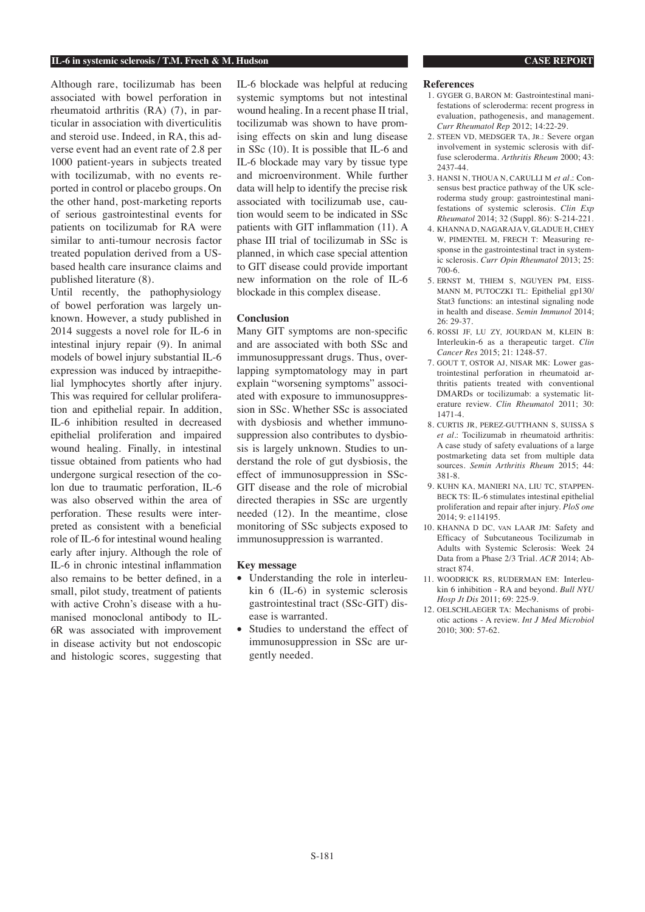Although rare, tocilizumab has been associated with bowel perforation in rheumatoid arthritis (RA) (7), in particular in association with diverticulitis and steroid use. Indeed, in RA, this adverse event had an event rate of 2.8 per 1000 patient-years in subjects treated with tocilizumab, with no events reported in control or placebo groups. On the other hand, post-marketing reports of serious gastrointestinal events for patients on tocilizumab for RA were similar to anti-tumour necrosis factor treated population derived from a US-based health care insurance claims and published literature (8).

Until recently, the pathophysiology of bowel perforation was largely unknown. However, a study published in 2014 suggests a novel role for IL-6 in intestinal injury repair (9). In animal models of bowel injury substantial IL-6 expression was induced by intraepithelial lymphocytes shortly after injury. This was required for cellular proliferation and epithelial repair. In addition, IL-6 inhibition resulted in decreased epithelial proliferation and impaired wound healing. Finally, in intestinal tissue obtained from patients who had undergone surgical resection of the colon due to traumatic perforation, IL-6 was also observed within the area of perforation. These results were interpreted as consistent with a beneficial role of IL-6 for intestinal wound healing early after injury. Although the role of IL-6 in chronic intestinal inflammation also remains to be better defined, in a small, pilot study, treatment of patients with active Crohn's disease with a humanised monoclonal antibody to IL-6R was associated with improvement in disease activity but not endoscopic and histologic scores, suggesting that IL-6 blockade was helpful at reducing systemic symptoms but not intestinal wound healing. In a recent phase II trial, tocilizumab was shown to have promising effects on skin and lung disease in SSc (10). It is possible that IL-6 and IL-6 blockade may vary by tissue type and microenvironment. While further data will help to identify the precise risk associated with tocilizumab use, caution would seem to be indicated in SSc patients with GIT inflammation (11). A phase III trial of tocilizumab in SSc is planned, in which case special attention to GIT disease could provide important new information on the role of IL-6 blockade in this complex disease.

## Conclusion

Many GIT symptoms are non-specific and are associated with both SSc and immunosuppressant drugs. Thus, overlapping symptomatology may in part explain "worsening symptoms" associated with exposure to immunosuppression in SSc. Whether SSc is associated with dysbiosis and whether immunosuppression also contributes to dysbiosis is largely unknown. Studies to understand the role of gut dysbiosis, the effect of immunosuppression in SSc-GIT disease and the role of microbial directed therapies in SSc are urgently needed (12). In the meantime, close monitoring of SSc subjects exposed to immunosuppression is warranted.

## Key message

- Understanding the role in interleukin 6 (IL-6) in systemic sclerosis gastrointestinal tract (SSc-GIT) disease is warranted.
- Studies to understand the effect of immunosuppression in SSc are urgently needed.

## References

1. GYGER G, BARON M: Gastrointestinal manifestations of scleroderma: recent progress in evaluation, pathogenesis, and management. *Curr Rheumatol Rep* 2012; 14:22-29.
2. STEEN VD, MEDSGER TA, JR.: Severe organ involvement in systemic sclerosis with diffuse scleroderma. *Arthritis Rheum* 2000; 43: 2437-44.
3. HANSI N, THOUA N, CARULLI M *et al.*: Consensus best practice pathway of the UK scleroderma study group: gastrointestinal manifestations of systemic sclerosis. *Clin Exp Rheumatol* 2014; 32 (Suppl. 86): S-214-221.
4. KHANNA D, NAGARAJA V, GLADUE H, CHEY W, PIMENTEL M, FRECH T: Measuring response in the gastrointestinal tract in systemic sclerosis. *Curr Opin Rheumatol* 2013; 25: 700-6.
5. ERNST M, THIEM S, NGUYEN PM, EISSMANN M, PUTOCZKI TL: Epithelial gp130/Stat3 functions: an intestinal signaling node in health and disease. *Semin Immunol* 2014; 26: 29-37.
6. ROSSI JF, LU ZY, JOURDAN M, KLEIN B: Interleukin-6 as a therapeutic target. *Clin Cancer Res* 2015; 21: 1248-57.
7. GOUT T, OSTOR AJ, NISAR MK: Lower gastrointestinal perforation in rheumatoid arthritis patients treated with conventional DMARDs or tocilizumab: a systematic literature review. *Clin Rheumatol* 2011; 30: 1471-4.
8. CURTIS JR, PEREZ-GUTTHANN S, SUISSA S *et al.*: Tocilizumab in rheumatoid arthritis: A case study of safety evaluations of a large postmarketing data set from multiple data sources. *Semin Arthritis Rheum* 2015; 44: 381-8.
9. KUHN KA, MANIERI NA, LIU TC, STAPPENBECK TS: IL-6 stimulates intestinal epithelial proliferation and repair after injury. *PloS one* 2014; 9: e114195.
10. KHANNA D DC, VAN LAAR JM: Safety and Efficacy of Subcutaneous Tocilizumab in Adults with Systemic Sclerosis: Week 24 Data from a Phase 2/3 Trial. *ACR* 2014; Abstract 874.
11. WOODRICK RS, RUDERMAN EM: Interleukin 6 inhibition - RA and beyond. *Bull NYU Hosp Jt Dis* 2011; 69: 225-9.
12. OELSCHLAEGER TA: Mechanisms of probiotic actions - A review. *Int J Med Microbiol* 2010; 300: 57-62.